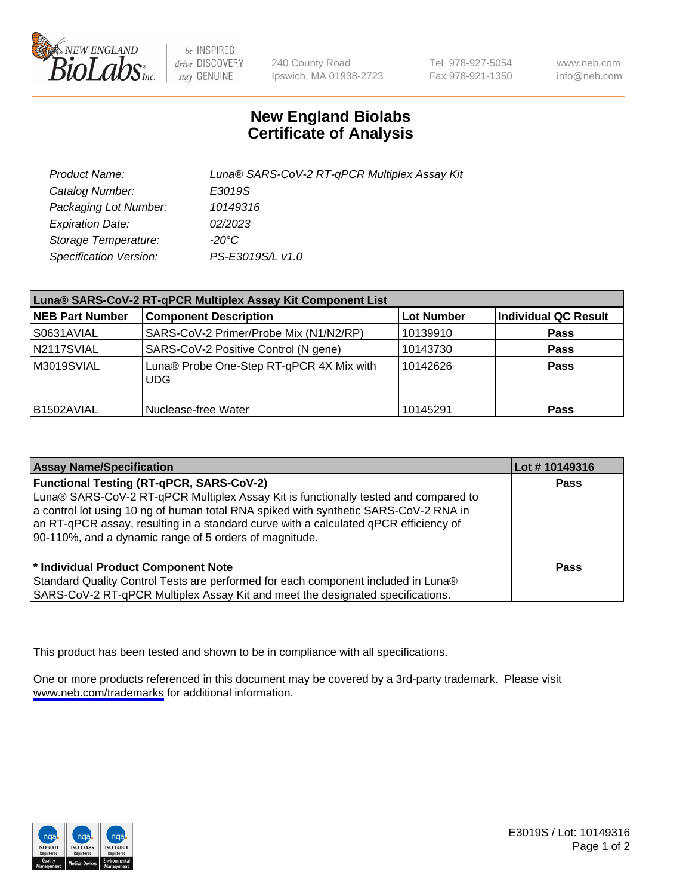# New England Biolabs
# Certificate of Analysis

| | |
|---|---|
| *Product Name:* | *Luna® SARS-CoV-2 RT-qPCR Multiplex Assay Kit* |
| *Catalog Number:* | *E3019S* |
| *Packaging Lot Number:* | *10149316* |
| *Expiration Date:* | *02/2023* |
| *Storage Temperature:* | *-20°C* |
| *Specification Version:* | *PS-E3019S/L v1.0* |

| Luna® SARS-CoV-2 RT-qPCR Multiplex Assay Kit Component List | | | |
|---|---|---|---|
| **NEB Part Number** | **Component Description** | **Lot Number** | **Individual QC Result** |
| S0631AVIAL | SARS-CoV-2 Primer/Probe Mix (N1/N2/RP) | 10139910 | **Pass** |
| N2117SVIAL | SARS-CoV-2 Positive Control (N gene) | 10143730 | **Pass** |
| M3019SVIAL | Luna® Probe One-Step RT-qPCR 4X Mix with UDG | 10142626 | **Pass** |
| B1502AVIAL | Nuclease-free Water | 10145291 | **Pass** |

| Assay Name/Specification | Lot # 10149316 |
|---|---|
| **Functional Testing (RT-qPCR, SARS-CoV-2)**<br>Luna® SARS-CoV-2 RT-qPCR Multiplex Assay Kit is functionally tested and compared to a control lot using 10 ng of human total RNA spiked with synthetic SARS-CoV-2 RNA in an RT-qPCR assay, resulting in a standard curve with a calculated qPCR efficiency of 90-110%, and a dynamic range of 5 orders of magnitude. | **Pass** |
| **\* Individual Product Component Note**<br>Standard Quality Control Tests are performed for each component included in Luna® SARS-CoV-2 RT-qPCR Multiplex Assay Kit and meet the designated specifications. | **Pass** |

This product has been tested and shown to be in compliance with all specifications.

One or more products referenced in this document may be covered by a 3rd-party trademark. Please visit www.neb.com/trademarks for additional information.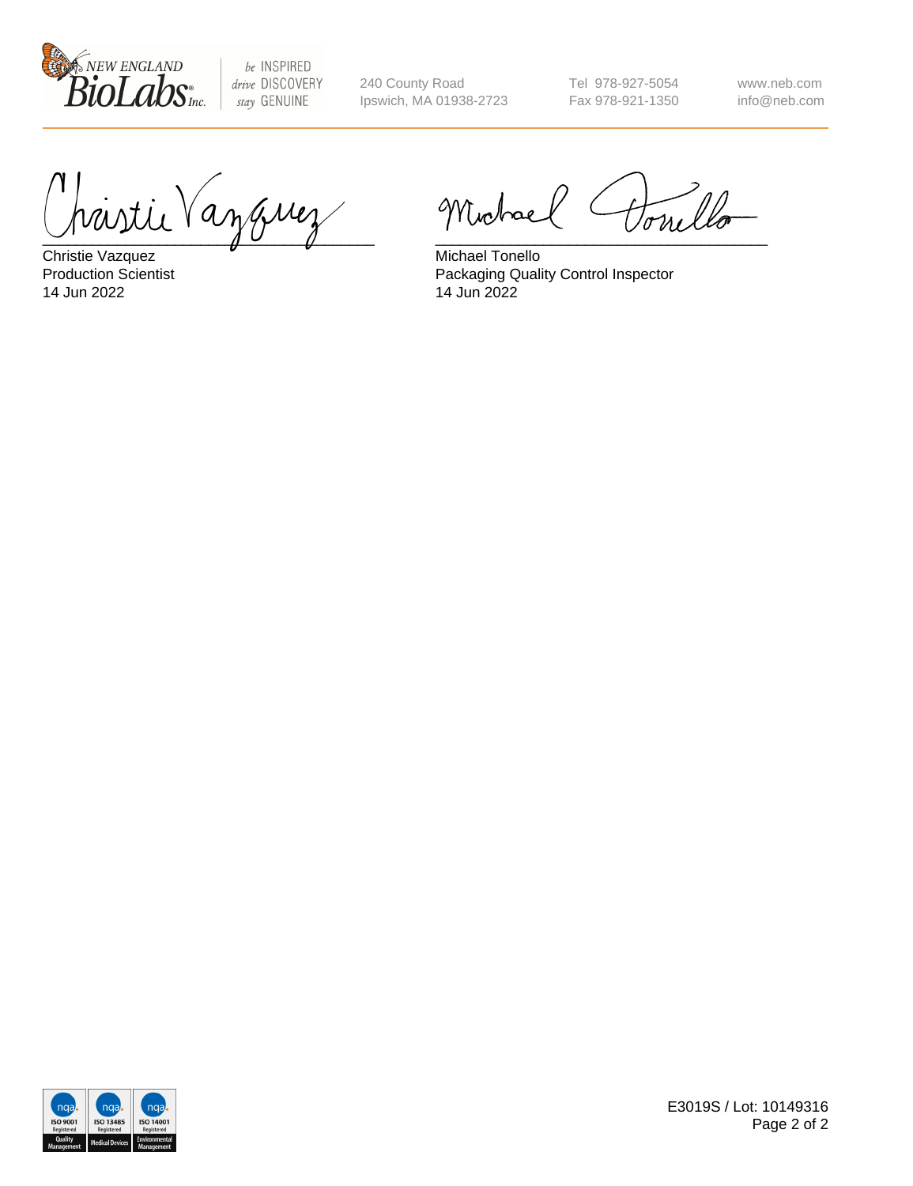Christie Vazquez
Production Scientist
14 Jun 2022

Michael Tonello
Packaging Quality Control Inspector
14 Jun 2022

E3019S / Lot: 10149316